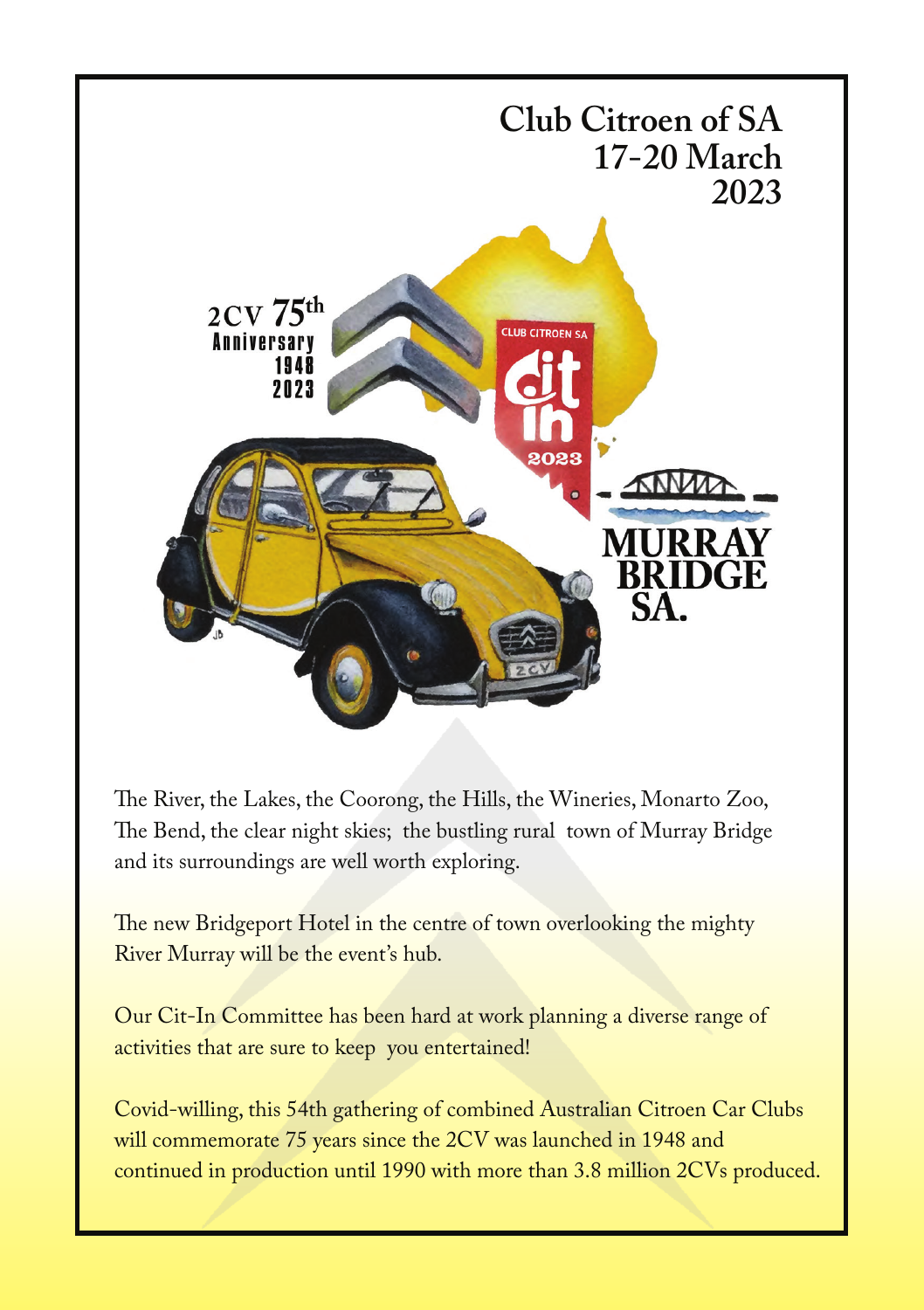# Club Citroen of SA
## 17-20 March 2023

2CV 75th Anniversary 1948 2023

CLUB CITROEN SA cit in 2023

MURRAY BRIDGE SA.

The River, the Lakes, the Coorong, the Hills, the Wineries, Monarto Zoo, The Bend, the clear night skies; the bustling rural town of Murray Bridge and its surroundings are well worth exploring.

The new Bridgeport Hotel in the centre of town overlooking the mighty River Murray will be the event's hub.

Our Cit-In Committee has been hard at work planning a diverse range of activities that are sure to keep you entertained!

Covid-willing, this 54th gathering of combined Australian Citroen Car Clubs will commemorate 75 years since the 2CV was launched in 1948 and continued in production until 1990 with more than 3.8 million 2CVs produced.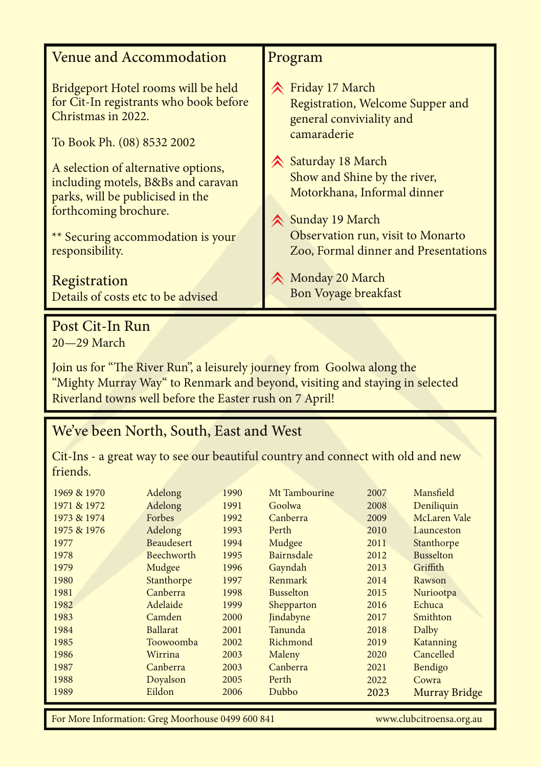## Venue and Accommodation

Bridgeport Hotel rooms will be held for Cit-In registrants who book before Christmas in 2022.

To Book Ph. (08) 8532 2002

A selection of alternative options, including motels, B&Bs and caravan parks, will be publicised in the forthcoming brochure.

** Securing accommodation is your responsibility.

## Registration

Details of costs etc to be advised

## Program

- **Friday 17 March**
  Registration, Welcome Supper and general conviviality and camaraderie
- **Saturday 18 March**
  Show and Shine by the river, Motorkhana, Informal dinner
- **Sunday 19 March**
  Observation run, visit to Monarto Zoo, Formal dinner and Presentations
- **Monday 20 March**
  Bon Voyage breakfast

## Post Cit-In Run

20—29 March

Join us for "The River Run", a leisurely journey from Goolwa along the "Mighty Murray Way" to Renmark and beyond, visiting and staying in selected Riverland towns well before the Easter rush on 7 April!

## We've been North, South, East and West

Cit-Ins - a great way to see our beautiful country and connect with old and new friends.

| | | | | | |
|---|---|---|---|---|---|
| 1969 & 1970 | Adelong | 1990 | Mt Tambourine | 2007 | Mansfield |
| 1971 & 1972 | Adelong | 1991 | Goolwa | 2008 | Deniliquin |
| 1973 & 1974 | Forbes | 1992 | Canberra | 2009 | McLaren Vale |
| 1975 & 1976 | Adelong | 1993 | Perth | 2010 | Launceston |
| 1977 | Beaudesert | 1994 | Mudgee | 2011 | Stanthorpe |
| 1978 | Beechworth | 1995 | Bairnsdale | 2012 | Busselton |
| 1979 | Mudgee | 1996 | Gayndah | 2013 | Griffith |
| 1980 | Stanthorpe | 1997 | Renmark | 2014 | Rawson |
| 1981 | Canberra | 1998 | Busselton | 2015 | Nuriootpa |
| 1982 | Adelaide | 1999 | Shepparton | 2016 | Echuca |
| 1983 | Camden | 2000 | Jindabyne | 2017 | Smithton |
| 1984 | Ballarat | 2001 | Tanunda | 2018 | Dalby |
| 1985 | Toowoomba | 2002 | Richmond | 2019 | Katanning |
| 1986 | Wirrina | 2003 | Maleny | 2020 | Cancelled |
| 1987 | Canberra | 2003 | Canberra | 2021 | Bendigo |
| 1988 | Doyalson | 2005 | Perth | 2022 | Cowra |
| 1989 | Eildon | 2006 | Dubbo | 2023 | Murray Bridge |

For More Information: Greg Moorhouse 0499 600 841 www.clubcitroensa.org.au